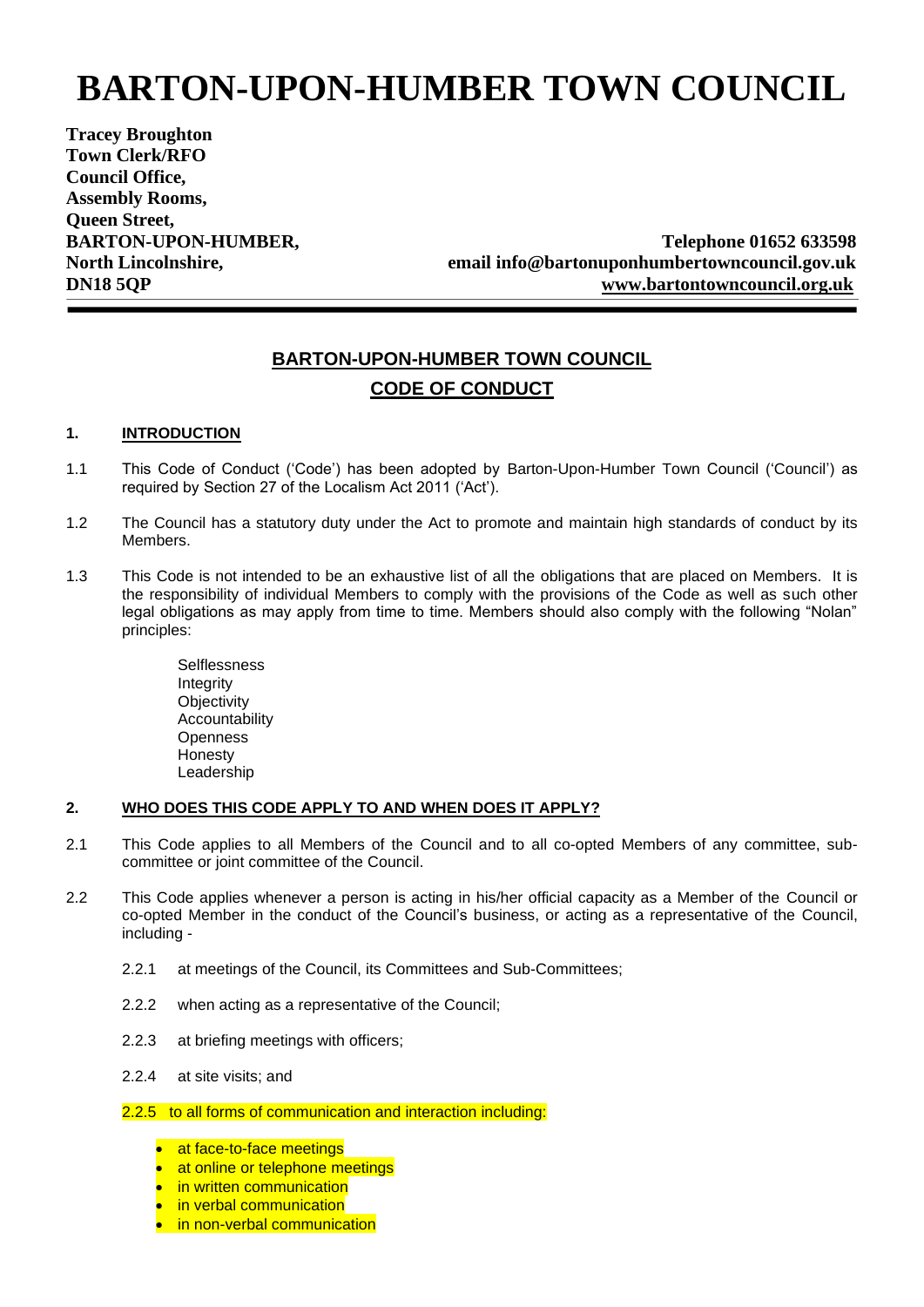# BARTON-UPON-HUMBER TOWN COUNCIL

**Tracey Broughton**
**Town Clerk/RFO**
**Council Office,**
**Assembly Rooms,**
**Queen Street,**
**BARTON-UPON-HUMBER,**
**North Lincolnshire,**
**DN18 5QP**

**Telephone 01652 633598**
**email info@bartonuponhumbertowncouncil.gov.uk**
**www.bartontowncouncil.org.uk**

---

## BARTON-UPON-HUMBER TOWN COUNCIL

## CODE OF CONDUCT

### 1. INTRODUCTION

1.1 This Code of Conduct ('Code') has been adopted by Barton-Upon-Humber Town Council ('Council') as required by Section 27 of the Localism Act 2011 ('Act').

1.2 The Council has a statutory duty under the Act to promote and maintain high standards of conduct by its Members.

1.3 This Code is not intended to be an exhaustive list of all the obligations that are placed on Members. It is the responsibility of individual Members to comply with the provisions of the Code as well as such other legal obligations as may apply from time to time. Members should also comply with the following "Nolan" principles:

Selflessness
Integrity
Objectivity
Accountability
Openness
Honesty
Leadership

### 2. WHO DOES THIS CODE APPLY TO AND WHEN DOES IT APPLY?

2.1 This Code applies to all Members of the Council and to all co-opted Members of any committee, sub-committee or joint committee of the Council.

2.2 This Code applies whenever a person is acting in his/her official capacity as a Member of the Council or co-opted Member in the conduct of the Council's business, or acting as a representative of the Council, including -

2.2.1 at meetings of the Council, its Committees and Sub-Committees;

2.2.2 when acting as a representative of the Council;

2.2.3 at briefing meetings with officers;

2.2.4 at site visits; and

2.2.5 to all forms of communication and interaction including:

- at face-to-face meetings
- at online or telephone meetings
- in written communication
- in verbal communication
- in non-verbal communication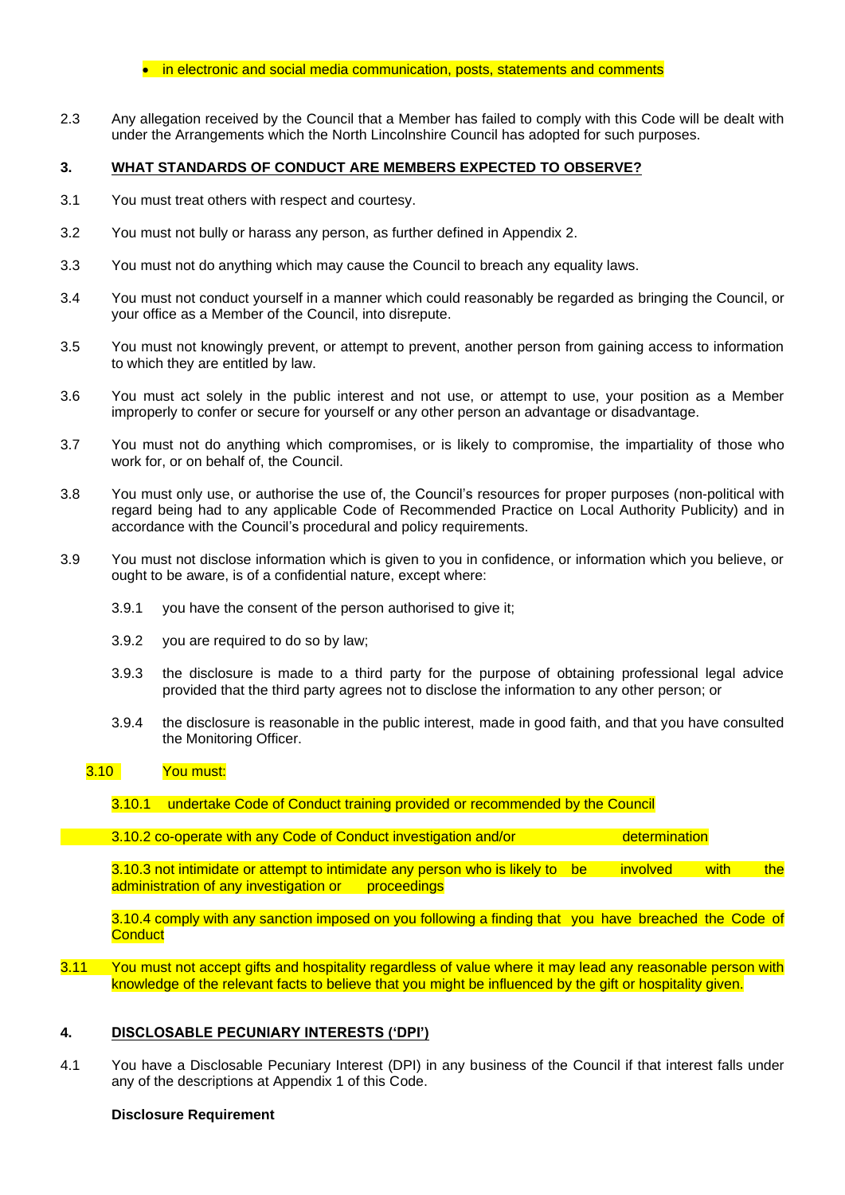- in electronic and social media communication, posts, statements and comments

2.3 Any allegation received by the Council that a Member has failed to comply with this Code will be dealt with under the Arrangements which the North Lincolnshire Council has adopted for such purposes.

### 3. WHAT STANDARDS OF CONDUCT ARE MEMBERS EXPECTED TO OBSERVE?

3.1 You must treat others with respect and courtesy.

3.2 You must not bully or harass any person, as further defined in Appendix 2.

3.3 You must not do anything which may cause the Council to breach any equality laws.

3.4 You must not conduct yourself in a manner which could reasonably be regarded as bringing the Council, or your office as a Member of the Council, into disrepute.

3.5 You must not knowingly prevent, or attempt to prevent, another person from gaining access to information to which they are entitled by law.

3.6 You must act solely in the public interest and not use, or attempt to use, your position as a Member improperly to confer or secure for yourself or any other person an advantage or disadvantage.

3.7 You must not do anything which compromises, or is likely to compromise, the impartiality of those who work for, or on behalf of, the Council.

3.8 You must only use, or authorise the use of, the Council's resources for proper purposes (non-political with regard being had to any applicable Code of Recommended Practice on Local Authority Publicity) and in accordance with the Council's procedural and policy requirements.

3.9 You must not disclose information which is given to you in confidence, or information which you believe, or ought to be aware, is of a confidential nature, except where:

3.9.1 you have the consent of the person authorised to give it;

3.9.2 you are required to do so by law;

3.9.3 the disclosure is made to a third party for the purpose of obtaining professional legal advice provided that the third party agrees not to disclose the information to any other person; or

3.9.4 the disclosure is reasonable in the public interest, made in good faith, and that you have consulted the Monitoring Officer.

3.10 You must:

3.10.1 undertake Code of Conduct training provided or recommended by the Council

3.10.2 co-operate with any Code of Conduct investigation and/or determination

3.10.3 not intimidate or attempt to intimidate any person who is likely to be involved with the administration of any investigation or proceedings

3.10.4 comply with any sanction imposed on you following a finding that you have breached the Code of Conduct

3.11 You must not accept gifts and hospitality regardless of value where it may lead any reasonable person with knowledge of the relevant facts to believe that you might be influenced by the gift or hospitality given.

### 4. DISCLOSABLE PECUNIARY INTERESTS ('DPI')

4.1 You have a Disclosable Pecuniary Interest (DPI) in any business of the Council if that interest falls under any of the descriptions at Appendix 1 of this Code.

**Disclosure Requirement**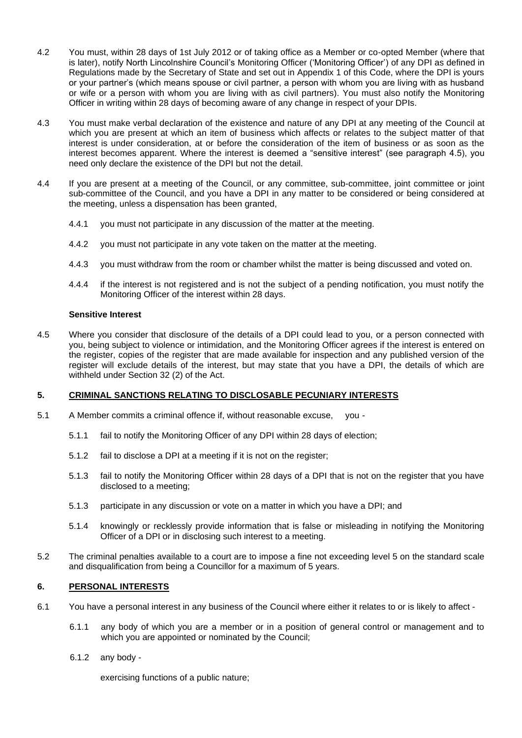4.2 You must, within 28 days of 1st July 2012 or of taking office as a Member or co-opted Member (where that is later), notify North Lincolnshire Council's Monitoring Officer ('Monitoring Officer') of any DPI as defined in Regulations made by the Secretary of State and set out in Appendix 1 of this Code, where the DPI is yours or your partner's (which means spouse or civil partner, a person with whom you are living with as husband or wife or a person with whom you are living with as civil partners). You must also notify the Monitoring Officer in writing within 28 days of becoming aware of any change in respect of your DPIs.

4.3 You must make verbal declaration of the existence and nature of any DPI at any meeting of the Council at which you are present at which an item of business which affects or relates to the subject matter of that interest is under consideration, at or before the consideration of the item of business or as soon as the interest becomes apparent. Where the interest is deemed a "sensitive interest" (see paragraph 4.5), you need only declare the existence of the DPI but not the detail.

4.4 If you are present at a meeting of the Council, or any committee, sub-committee, joint committee or joint sub-committee of the Council, and you have a DPI in any matter to be considered or being considered at the meeting, unless a dispensation has been granted,

4.4.1 you must not participate in any discussion of the matter at the meeting.

4.4.2 you must not participate in any vote taken on the matter at the meeting.

4.4.3 you must withdraw from the room or chamber whilst the matter is being discussed and voted on.

4.4.4 if the interest is not registered and is not the subject of a pending notification, you must notify the Monitoring Officer of the interest within 28 days.

**Sensitive Interest**

4.5 Where you consider that disclosure of the details of a DPI could lead to you, or a person connected with you, being subject to violence or intimidation, and the Monitoring Officer agrees if the interest is entered on the register, copies of the register that are made available for inspection and any published version of the register will exclude details of the interest, but may state that you have a DPI, the details of which are withheld under Section 32 (2) of the Act.

## 5. CRIMINAL SANCTIONS RELATING TO DISCLOSABLE PECUNIARY INTERESTS

5.1 A Member commits a criminal offence if, without reasonable excuse, you -

5.1.1 fail to notify the Monitoring Officer of any DPI within 28 days of election;

5.1.2 fail to disclose a DPI at a meeting if it is not on the register;

5.1.3 fail to notify the Monitoring Officer within 28 days of a DPI that is not on the register that you have disclosed to a meeting;

5.1.3 participate in any discussion or vote on a matter in which you have a DPI; and

5.1.4 knowingly or recklessly provide information that is false or misleading in notifying the Monitoring Officer of a DPI or in disclosing such interest to a meeting.

5.2 The criminal penalties available to a court are to impose a fine not exceeding level 5 on the standard scale and disqualification from being a Councillor for a maximum of 5 years.

## 6. PERSONAL INTERESTS

6.1 You have a personal interest in any business of the Council where either it relates to or is likely to affect -

6.1.1 any body of which you are a member or in a position of general control or management and to which you are appointed or nominated by the Council;

6.1.2 any body -

exercising functions of a public nature;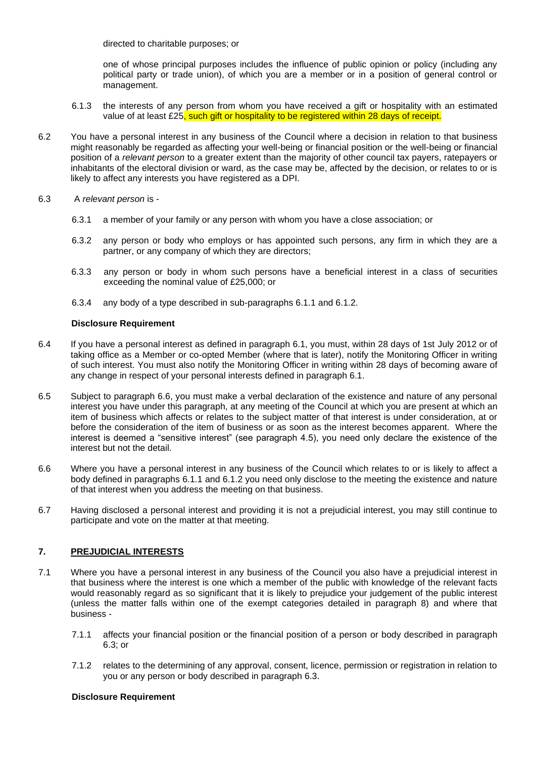directed to charitable purposes; or

one of whose principal purposes includes the influence of public opinion or policy (including any political party or trade union), of which you are a member or in a position of general control or management.

6.1.3 the interests of any person from whom you have received a gift or hospitality with an estimated value of at least £25, such gift or hospitality to be registered within 28 days of receipt.

6.2 You have a personal interest in any business of the Council where a decision in relation to that business might reasonably be regarded as affecting your well-being or financial position or the well-being or financial position of a *relevant person* to a greater extent than the majority of other council tax payers, ratepayers or inhabitants of the electoral division or ward, as the case may be, affected by the decision, or relates to or is likely to affect any interests you have registered as a DPI.

6.3 A *relevant person* is -

6.3.1 a member of your family or any person with whom you have a close association; or

6.3.2 any person or body who employs or has appointed such persons, any firm in which they are a partner, or any company of which they are directors;

6.3.3 any person or body in whom such persons have a beneficial interest in a class of securities exceeding the nominal value of £25,000; or

6.3.4 any body of a type described in sub-paragraphs 6.1.1 and 6.1.2.

**Disclosure Requirement**

6.4 If you have a personal interest as defined in paragraph 6.1, you must, within 28 days of 1st July 2012 or of taking office as a Member or co-opted Member (where that is later), notify the Monitoring Officer in writing of such interest. You must also notify the Monitoring Officer in writing within 28 days of becoming aware of any change in respect of your personal interests defined in paragraph 6.1.

6.5 Subject to paragraph 6.6, you must make a verbal declaration of the existence and nature of any personal interest you have under this paragraph, at any meeting of the Council at which you are present at which an item of business which affects or relates to the subject matter of that interest is under consideration, at or before the consideration of the item of business or as soon as the interest becomes apparent. Where the interest is deemed a "sensitive interest" (see paragraph 4.5), you need only declare the existence of the interest but not the detail.

6.6 Where you have a personal interest in any business of the Council which relates to or is likely to affect a body defined in paragraphs 6.1.1 and 6.1.2 you need only disclose to the meeting the existence and nature of that interest when you address the meeting on that business.

6.7 Having disclosed a personal interest and providing it is not a prejudicial interest, you may still continue to participate and vote on the matter at that meeting.

## 7. PREJUDICIAL INTERESTS

7.1 Where you have a personal interest in any business of the Council you also have a prejudicial interest in that business where the interest is one which a member of the public with knowledge of the relevant facts would reasonably regard as so significant that it is likely to prejudice your judgement of the public interest (unless the matter falls within one of the exempt categories detailed in paragraph 8) and where that business -

7.1.1 affects your financial position or the financial position of a person or body described in paragraph 6.3; or

7.1.2 relates to the determining of any approval, consent, licence, permission or registration in relation to you or any person or body described in paragraph 6.3.

**Disclosure Requirement**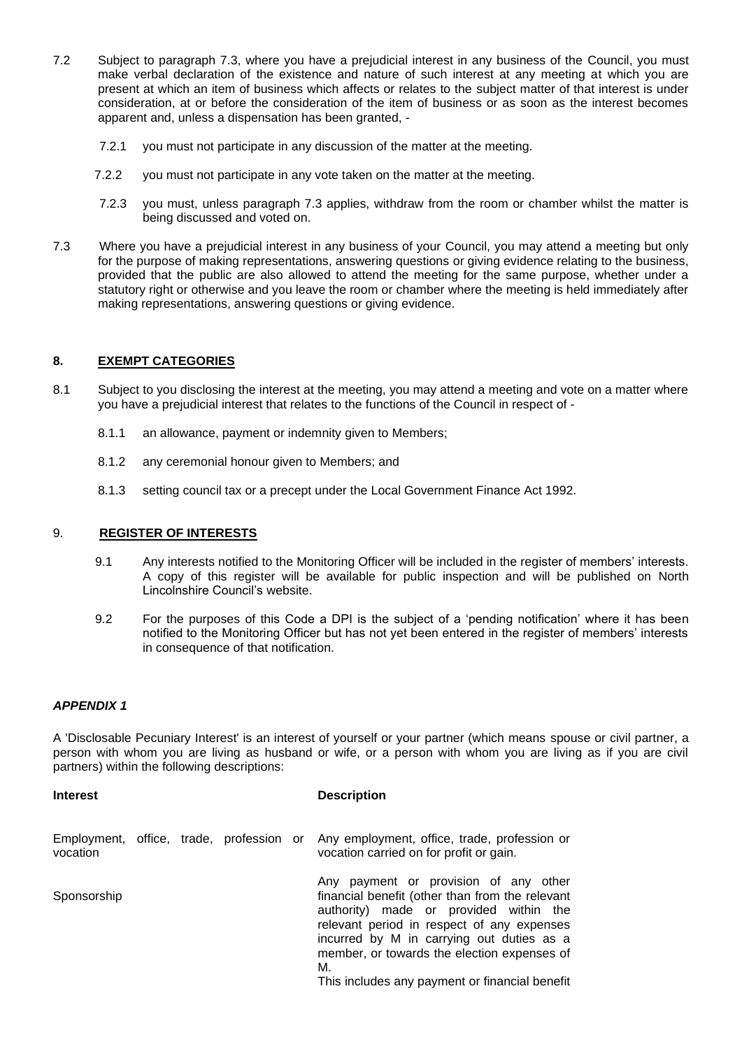7.2 Subject to paragraph 7.3, where you have a prejudicial interest in any business of the Council, you must make verbal declaration of the existence and nature of such interest at any meeting at which you are present at which an item of business which affects or relates to the subject matter of that interest is under consideration, at or before the consideration of the item of business or as soon as the interest becomes apparent and, unless a dispensation has been granted, -

7.2.1 you must not participate in any discussion of the matter at the meeting.

7.2.2 you must not participate in any vote taken on the matter at the meeting.

7.2.3 you must, unless paragraph 7.3 applies, withdraw from the room or chamber whilst the matter is being discussed and voted on.

7.3 Where you have a prejudicial interest in any business of your Council, you may attend a meeting but only for the purpose of making representations, answering questions or giving evidence relating to the business, provided that the public are also allowed to attend the meeting for the same purpose, whether under a statutory right or otherwise and you leave the room or chamber where the meeting is held immediately after making representations, answering questions or giving evidence.

## 8. EXEMPT CATEGORIES

8.1 Subject to you disclosing the interest at the meeting, you may attend a meeting and vote on a matter where you have a prejudicial interest that relates to the functions of the Council in respect of -

8.1.1 an allowance, payment or indemnity given to Members;

8.1.2 any ceremonial honour given to Members; and

8.1.3 setting council tax or a precept under the Local Government Finance Act 1992.

## 9. REGISTER OF INTERESTS

9.1 Any interests notified to the Monitoring Officer will be included in the register of members' interests. A copy of this register will be available for public inspection and will be published on North Lincolnshire Council's website.

9.2 For the purposes of this Code a DPI is the subject of a 'pending notification' where it has been notified to the Monitoring Officer but has not yet been entered in the register of members' interests in consequence of that notification.

### *APPENDIX 1*

A 'Disclosable Pecuniary Interest' is an interest of yourself or your partner (which means spouse or civil partner, a person with whom you are living as husband or wife, or a person with whom you are living as if you are civil partners) within the following descriptions:

| **Interest** | **Description** |
|---|---|
| Employment, office, trade, profession or vocation | Any employment, office, trade, profession or vocation carried on for profit or gain. |
| Sponsorship | Any payment or provision of any other financial benefit (other than from the relevant authority) made or provided within the relevant period in respect of any expenses incurred by M in carrying out duties as a member, or towards the election expenses of M. This includes any payment or financial benefit |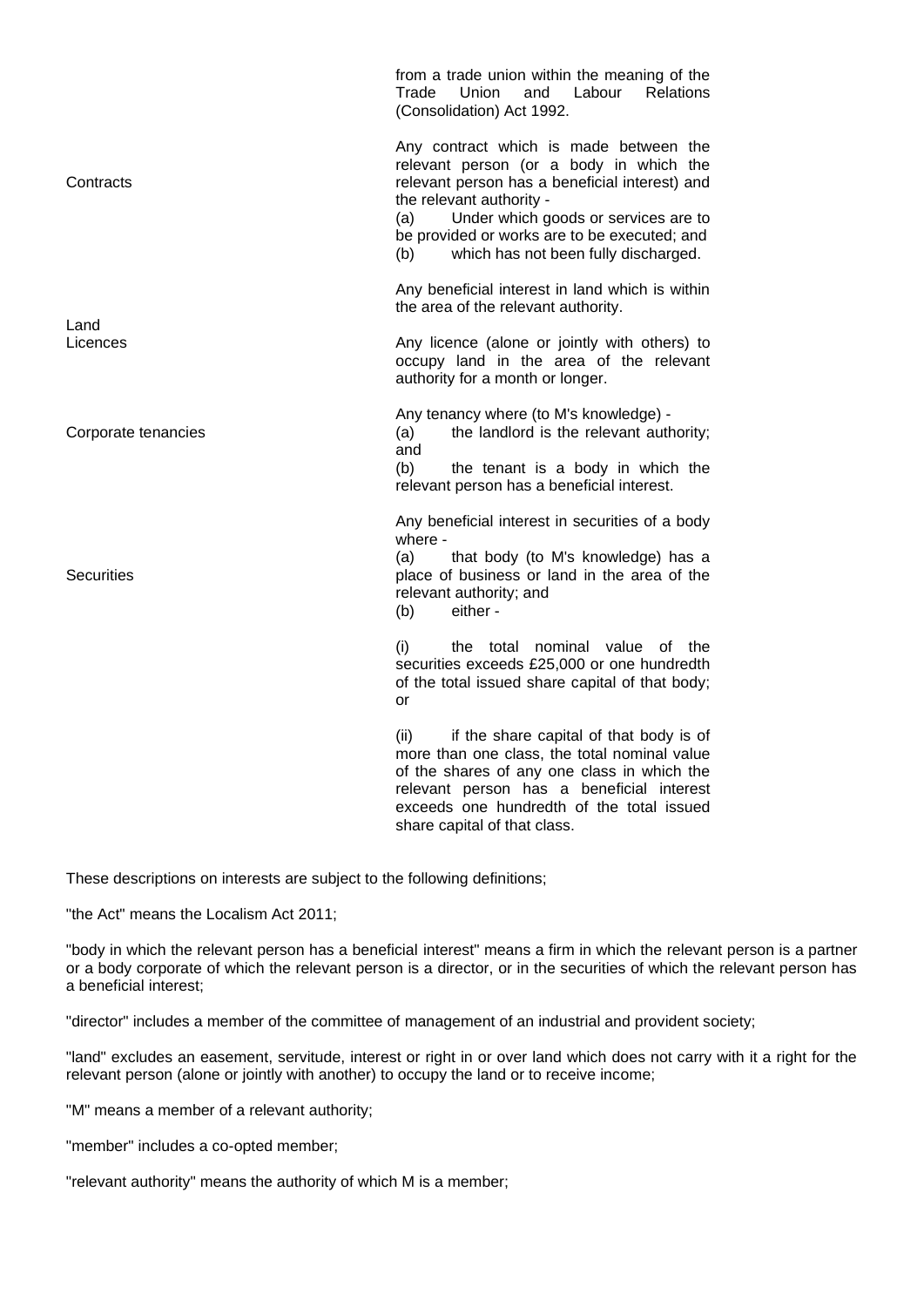| | |
|---|---|
| | from a trade union within the meaning of the Trade Union and Labour Relations (Consolidation) Act 1992. |
| Contracts | Any contract which is made between the relevant person (or a body in which the relevant person has a beneficial interest) and the relevant authority -<br>(a) Under which goods or services are to be provided or works are to be executed; and<br>(b) which has not been fully discharged. |
| Land | Any beneficial interest in land which is within the area of the relevant authority. |
| Licences | Any licence (alone or jointly with others) to occupy land in the area of the relevant authority for a month or longer. |
| Corporate tenancies | Any tenancy where (to M's knowledge) -<br>(a) the landlord is the relevant authority; and<br>(b) the tenant is a body in which the relevant person has a beneficial interest. |
| Securities | Any beneficial interest in securities of a body where -<br>(a) that body (to M's knowledge) has a place of business or land in the area of the relevant authority; and<br>(b) either -<br>(i) the total nominal value of the securities exceeds £25,000 or one hundredth of the total issued share capital of that body; or<br>(ii) if the share capital of that body is of more than one class, the total nominal value of the shares of any one class in which the relevant person has a beneficial interest exceeds one hundredth of the total issued share capital of that class. |

These descriptions on interests are subject to the following definitions;

"the Act" means the Localism Act 2011;

"body in which the relevant person has a beneficial interest" means a firm in which the relevant person is a partner or a body corporate of which the relevant person is a director, or in the securities of which the relevant person has a beneficial interest;

"director" includes a member of the committee of management of an industrial and provident society;

"land" excludes an easement, servitude, interest or right in or over land which does not carry with it a right for the relevant person (alone or jointly with another) to occupy the land or to receive income;

"M" means a member of a relevant authority;

"member" includes a co-opted member;

"relevant authority" means the authority of which M is a member;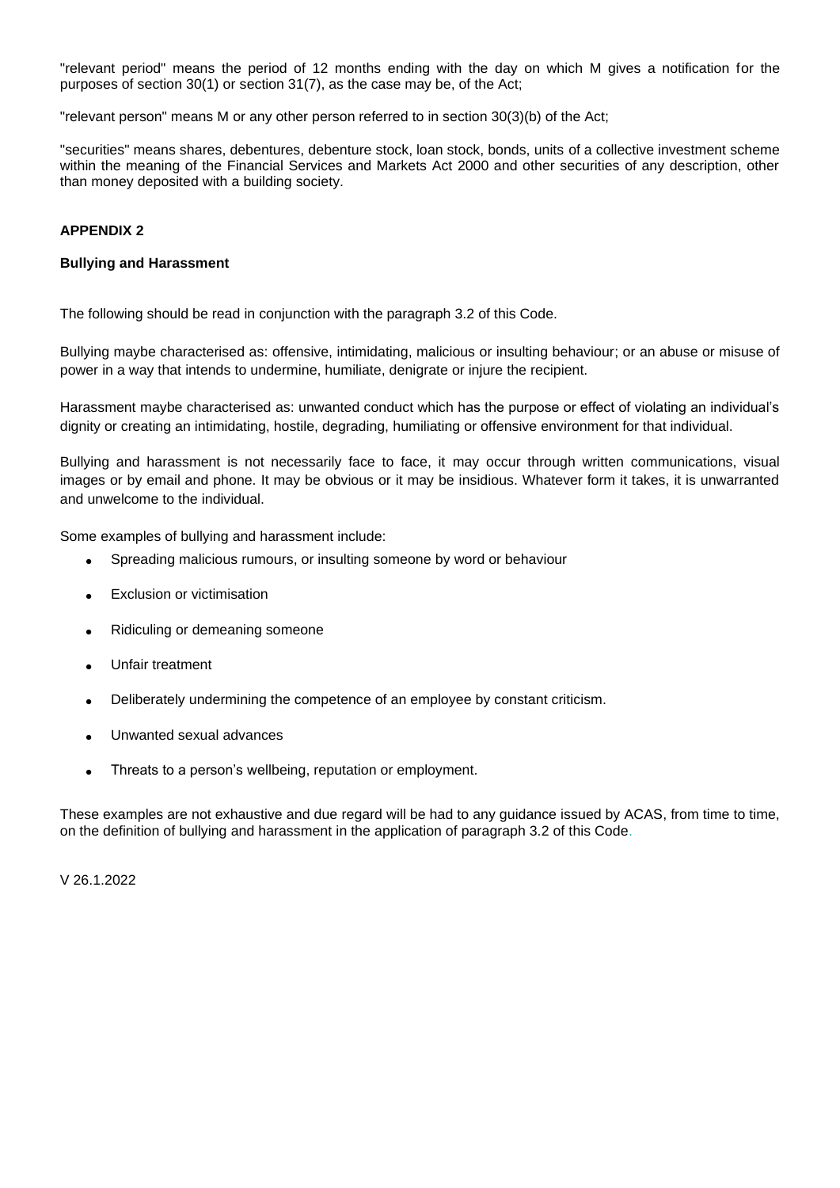"relevant period" means the period of 12 months ending with the day on which M gives a notification for the purposes of section 30(1) or section 31(7), as the case may be, of the Act;

"relevant person" means M or any other person referred to in section 30(3)(b) of the Act;

"securities" means shares, debentures, debenture stock, loan stock, bonds, units of a collective investment scheme within the meaning of the Financial Services and Markets Act 2000 and other securities of any description, other than money deposited with a building society.

## APPENDIX 2

### Bullying and Harassment

The following should be read in conjunction with the paragraph 3.2 of this Code.

Bullying maybe characterised as: offensive, intimidating, malicious or insulting behaviour; or an abuse or misuse of power in a way that intends to undermine, humiliate, denigrate or injure the recipient.

Harassment maybe characterised as: unwanted conduct which has the purpose or effect of violating an individual's dignity or creating an intimidating, hostile, degrading, humiliating or offensive environment for that individual.

Bullying and harassment is not necessarily face to face, it may occur through written communications, visual images or by email and phone. It may be obvious or it may be insidious. Whatever form it takes, it is unwarranted and unwelcome to the individual.

Some examples of bullying and harassment include:

- Spreading malicious rumours, or insulting someone by word or behaviour
- Exclusion or victimisation
- Ridiculing or demeaning someone
- Unfair treatment
- Deliberately undermining the competence of an employee by constant criticism.
- Unwanted sexual advances
- Threats to a person's wellbeing, reputation or employment.

These examples are not exhaustive and due regard will be had to any guidance issued by ACAS, from time to time, on the definition of bullying and harassment in the application of paragraph 3.2 of this Code.

V 26.1.2022